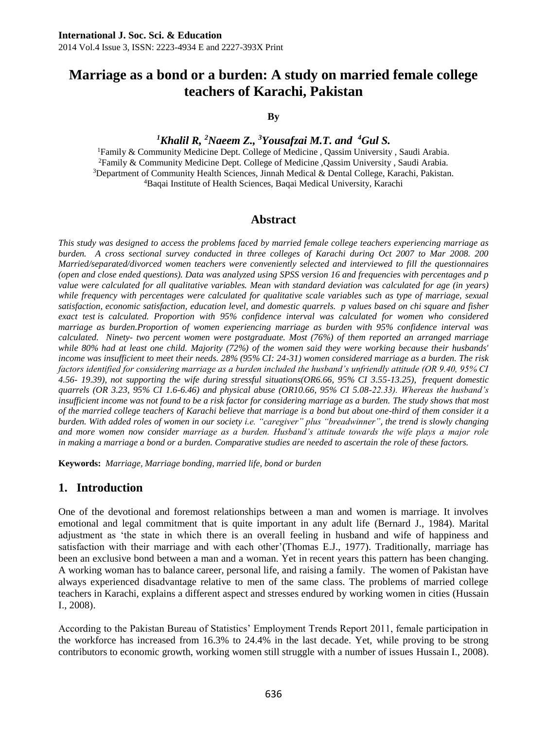# Marriage as a bond or a burden: A study on married female college teachers of Karachi, Pakistan

**By**

***[1]Khalil R, [2]Naeem Z., [3]Yousafzai M.T. and [4]Gul S.***

[1]Family & Community Medicine Dept. College of Medicine , Qassim University , Saudi Arabia.
[2]Family & Community Medicine Dept. College of Medicine ,Qassim University , Saudi Arabia.
[3]Department of Community Health Sciences, Jinnah Medical & Dental College, Karachi, Pakistan.
[4]Baqai Institute of Health Sciences, Baqai Medical University, Karachi

## Abstract

*This study was designed to access the problems faced by married female college teachers experiencing marriage as burden. A cross sectional survey conducted in three colleges of Karachi during Oct 2007 to Mar 2008. 200 Married/separated/divorced women teachers were conveniently selected and interviewed to fill the questionnaires (open and close ended questions). Data was analyzed using SPSS version 16 and frequencies with percentages and p value were calculated for all qualitative variables. Mean with standard deviation was calculated for age (in years) while frequency with percentages were calculated for qualitative scale variables such as type of marriage, sexual satisfaction, economic satisfaction, education level, and domestic quarrels. p values based on chi square and fisher exact test is calculated. Proportion with 95% confidence interval was calculated for women who considered marriage as burden.Proportion of women experiencing marriage as burden with 95% confidence interval was calculated. Ninety- two percent women were postgraduate. Most (76%) of them reported an arranged marriage while 80% had at least one child. Majority (72%) of the women said they were working because their husbands' income was insufficient to meet their needs. 28% (95% CI: 24-31) women considered marriage as a burden. The risk factors identified for considering marriage as a burden included the husband's unfriendly attitude (OR 9.40, 95% CI 4.56- 19.39), not supporting the wife during stressful situations(OR6.66, 95% CI 3.55-13.25), frequent domestic quarrels (OR 3.23, 95% CI 1.6-6.46) and physical abuse (OR10.66, 95% CI 5.08-22.33). Whereas the husband's insufficient income was not found to be a risk factor for considering marriage as a burden. The study shows that most of the married college teachers of Karachi believe that marriage is a bond but about one-third of them consider it a burden. With added roles of women in our society i.e. "caregiver" plus "breadwinner", the trend is slowly changing and more women now consider marriage as a burden. Husband's attitude towards the wife plays a major role in making a marriage a bond or a burden. Comparative studies are needed to ascertain the role of these factors.*

**Keywords:** *Marriage, Marriage bonding, married life, bond or burden*

## 1. Introduction

One of the devotional and foremost relationships between a man and women is marriage. It involves emotional and legal commitment that is quite important in any adult life (Bernard J., 1984). Marital adjustment as 'the state in which there is an overall feeling in husband and wife of happiness and satisfaction with their marriage and with each other'(Thomas E.J., 1977). Traditionally, marriage has been an exclusive bond between a man and a woman. Yet in recent years this pattern has been changing. A working woman has to balance career, personal life, and raising a family. The women of Pakistan have always experienced disadvantage relative to men of the same class. The problems of married college teachers in Karachi, explains a different aspect and stresses endured by working women in cities (Hussain I., 2008).

According to the Pakistan Bureau of Statistics' Employment Trends Report 2011, female participation in the workforce has increased from 16.3% to 24.4% in the last decade. Yet, while proving to be strong contributors to economic growth, working women still struggle with a number of issues Hussain I., 2008).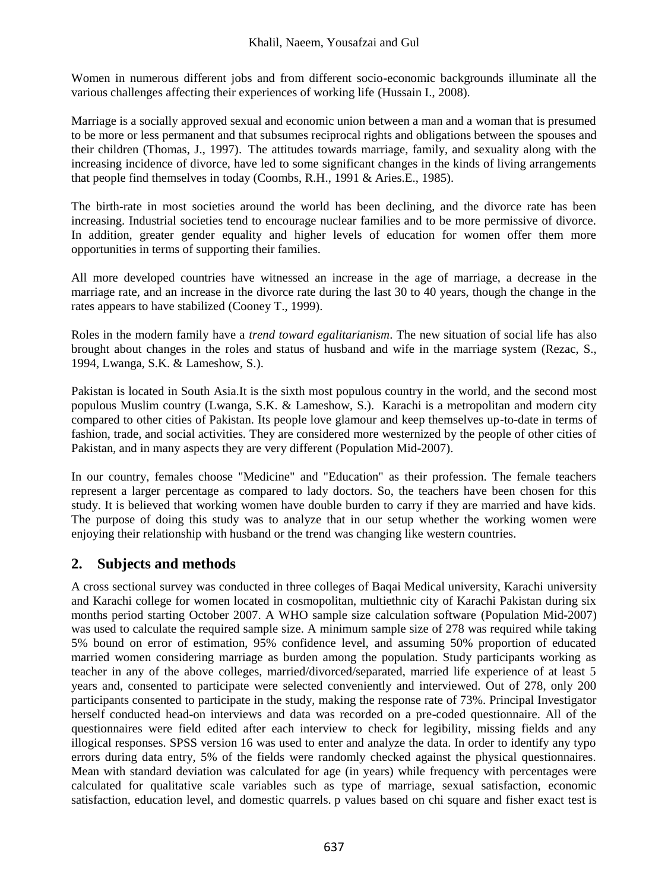Women in numerous different jobs and from different socio-economic backgrounds illuminate all the various challenges affecting their experiences of working life (Hussain I., 2008).

Marriage is a socially approved sexual and economic union between a man and a woman that is presumed to be more or less permanent and that subsumes reciprocal rights and obligations between the spouses and their children (Thomas, J., 1997). The attitudes towards marriage, family, and sexuality along with the increasing incidence of divorce, have led to some significant changes in the kinds of living arrangements that people find themselves in today (Coombs, R.H., 1991 & Aries.E., 1985).

The birth-rate in most societies around the world has been declining, and the divorce rate has been increasing. Industrial societies tend to encourage nuclear families and to be more permissive of divorce. In addition, greater gender equality and higher levels of education for women offer them more opportunities in terms of supporting their families.

All more developed countries have witnessed an increase in the age of marriage, a decrease in the marriage rate, and an increase in the divorce rate during the last 30 to 40 years, though the change in the rates appears to have stabilized (Cooney T., 1999).

Roles in the modern family have a *trend toward egalitarianism*. The new situation of social life has also brought about changes in the roles and status of husband and wife in the marriage system (Rezac, S., 1994, Lwanga, S.K. & Lameshow, S.).

Pakistan is located in South Asia.It is the sixth most populous country in the world, and the second most populous Muslim country (Lwanga, S.K. & Lameshow, S.). Karachi is a metropolitan and modern city compared to other cities of Pakistan. Its people love glamour and keep themselves up-to-date in terms of fashion, trade, and social activities. They are considered more westernized by the people of other cities of Pakistan, and in many aspects they are very different (Population Mid-2007).

In our country, females choose "Medicine" and "Education" as their profession. The female teachers represent a larger percentage as compared to lady doctors. So, the teachers have been chosen for this study. It is believed that working women have double burden to carry if they are married and have kids. The purpose of doing this study was to analyze that in our setup whether the working women were enjoying their relationship with husband or the trend was changing like western countries.

## 2. Subjects and methods

A cross sectional survey was conducted in three colleges of Baqai Medical university, Karachi university and Karachi college for women located in cosmopolitan, multiethnic city of Karachi Pakistan during six months period starting October 2007. A WHO sample size calculation software (Population Mid-2007) was used to calculate the required sample size. A minimum sample size of 278 was required while taking 5% bound on error of estimation, 95% confidence level, and assuming 50% proportion of educated married women considering marriage as burden among the population. Study participants working as teacher in any of the above colleges, married/divorced/separated, married life experience of at least 5 years and, consented to participate were selected conveniently and interviewed. Out of 278, only 200 participants consented to participate in the study, making the response rate of 73%. Principal Investigator herself conducted head-on interviews and data was recorded on a pre-coded questionnaire. All of the questionnaires were field edited after each interview to check for legibility, missing fields and any illogical responses. SPSS version 16 was used to enter and analyze the data. In order to identify any typo errors during data entry, 5% of the fields were randomly checked against the physical questionnaires. Mean with standard deviation was calculated for age (in years) while frequency with percentages were calculated for qualitative scale variables such as type of marriage, sexual satisfaction, economic satisfaction, education level, and domestic quarrels. p values based on chi square and fisher exact test is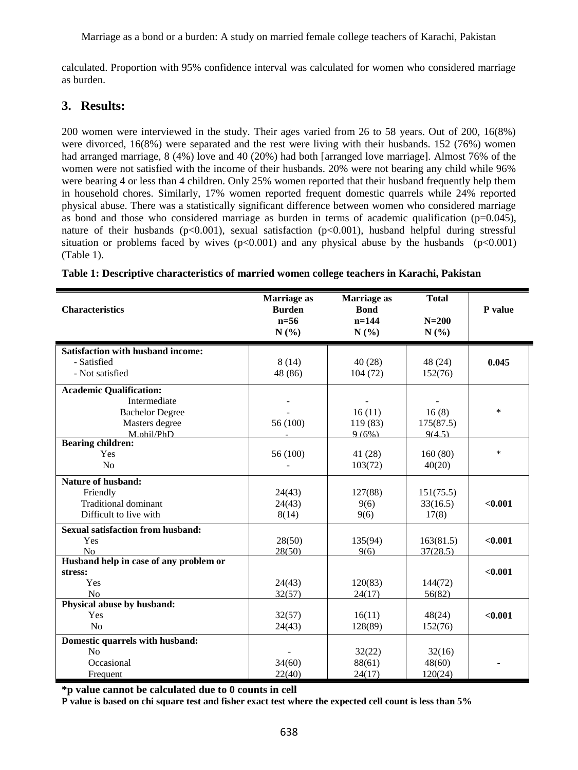calculated. Proportion with 95% confidence interval was calculated for women who considered marriage as burden.

## 3. Results:

200 women were interviewed in the study. Their ages varied from 26 to 58 years. Out of 200, 16(8%) were divorced, 16(8%) were separated and the rest were living with their husbands. 152 (76%) women had arranged marriage, 8 (4%) love and 40 (20%) had both [arranged love marriage]. Almost 76% of the women were not satisfied with the income of their husbands. 20% were not bearing any child while 96% were bearing 4 or less than 4 children. Only 25% women reported that their husband frequently help them in household chores. Similarly, 17% women reported frequent domestic quarrels while 24% reported physical abuse. There was a statistically significant difference between women who considered marriage as bond and those who considered marriage as burden in terms of academic qualification (p=0.045), nature of their husbands (p<0.001), sexual satisfaction (p<0.001), husband helpful during stressful situation or problems faced by wives (p<0.001) and any physical abuse by the husbands (p<0.001) (Table 1).

**Table 1: Descriptive characteristics of married women college teachers in Karachi, Pakistan**

| Characteristics | Marriage as Burden n=56 N (%) | Marriage as Bond n=144 N (%) | Total N=200 N (%) | P value |
|---|---|---|---|---|
| **Satisfaction with husband income:** | | | | |
| - Satisfied | 8 (14) | 40 (28) | 48 (24) | **0.045** |
| - Not satisfied | 48 (86) | 104 (72) | 152(76) | |
| **Academic Qualification:** | | | | |
| Intermediate | - | - | - | |
| Bachelor Degree | - | 16 (11) | 16 (8) | * |
| Masters degree | 56 (100) | 119 (83) | 175(87.5) | |
| M.phil/PhD | - | 9 (6%) | 9(4.5) | |
| **Bearing children:** | | | | |
| Yes | 56 (100) | 41 (28) | 160 (80) | * |
| No | - | 103(72) | 40(20) | |
| **Nature of husband:** | | | | |
| Friendly | 24(43) | 127(88) | 151(75.5) | |
| Traditional dominant | 24(43) | 9(6) | 33(16.5) | **<0.001** |
| Difficult to live with | 8(14) | 9(6) | 17(8) | |
| **Sexual satisfaction from husband:** | | | | |
| Yes | 28(50) | 135(94) | 163(81.5) | **<0.001** |
| No | 28(50) | 9(6) | 37(28.5) | |
| **Husband help in case of any problem or stress:** | | | | **<0.001** |
| Yes | 24(43) | 120(83) | 144(72) | |
| No | 32(57) | 24(17) | 56(82) | |
| **Physical abuse by husband:** | | | | |
| Yes | 32(57) | 16(11) | 48(24) | **<0.001** |
| No | 24(43) | 128(89) | 152(76) | |
| **Domestic quarrels with husband:** | | | | |
| No | - | 32(22) | 32(16) | |
| Occasional | 34(60) | 88(61) | 48(60) | - |
| Frequent | 22(40) | 24(17) | 120(24) | |

**\*p value cannot be calculated due to 0 counts in cell**

**P value is based on chi square test and fisher exact test where the expected cell count is less than 5%**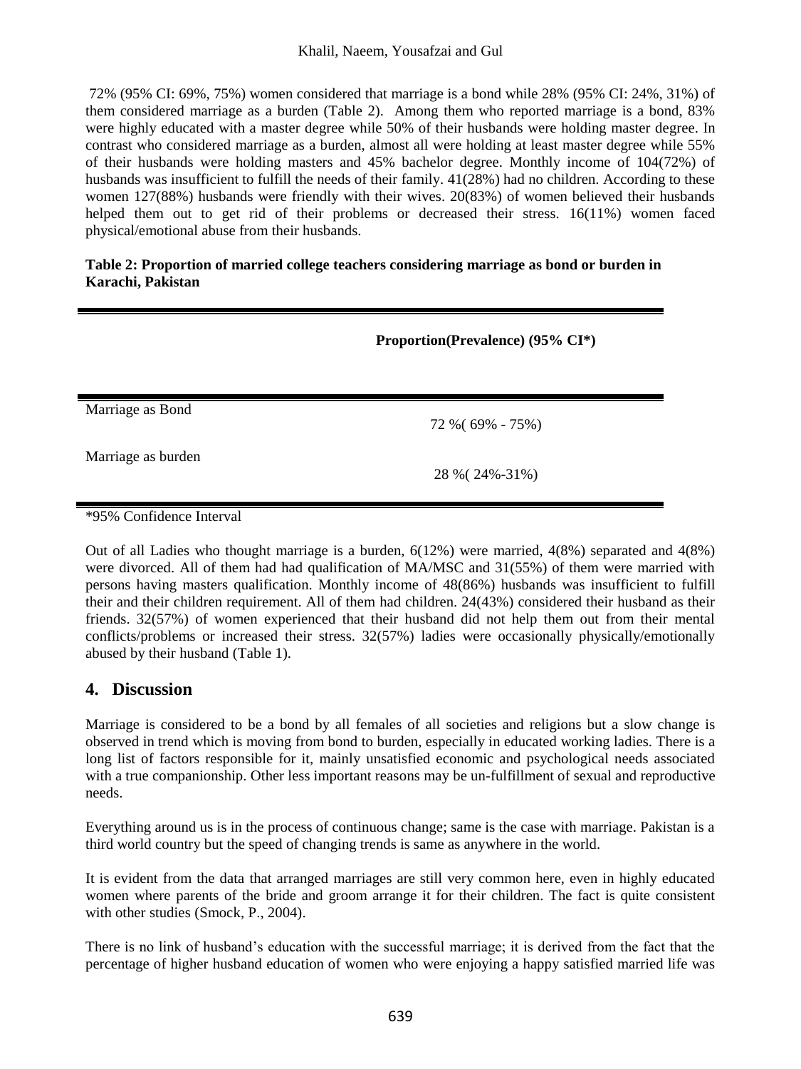72% (95% CI: 69%, 75%) women considered that marriage is a bond while 28% (95% CI: 24%, 31%) of them considered marriage as a burden (Table 2). Among them who reported marriage is a bond, 83% were highly educated with a master degree while 50% of their husbands were holding master degree. In contrast who considered marriage as a burden, almost all were holding at least master degree while 55% of their husbands were holding masters and 45% bachelor degree. Monthly income of 104(72%) of husbands was insufficient to fulfill the needs of their family. 41(28%) had no children. According to these women 127(88%) husbands were friendly with their wives. 20(83%) of women believed their husbands helped them out to get rid of their problems or decreased their stress. 16(11%) women faced physical/emotional abuse from their husbands.

**Table 2: Proportion of married college teachers considering marriage as bond or burden in Karachi, Pakistan**

| | Proportion(Prevalence) (95% CI*) |
|---|---|
| Marriage as Bond | 72 %( 69% - 75%) |
| Marriage as burden | 28 %( 24%-31%) |

*95% Confidence Interval

Out of all Ladies who thought marriage is a burden, 6(12%) were married, 4(8%) separated and 4(8%) were divorced. All of them had had qualification of MA/MSC and 31(55%) of them were married with persons having masters qualification. Monthly income of 48(86%) husbands was insufficient to fulfill their and their children requirement. All of them had children. 24(43%) considered their husband as their friends. 32(57%) of women experienced that their husband did not help them out from their mental conflicts/problems or increased their stress. 32(57%) ladies were occasionally physically/emotionally abused by their husband (Table 1).

## 4. Discussion

Marriage is considered to be a bond by all females of all societies and religions but a slow change is observed in trend which is moving from bond to burden, especially in educated working ladies. There is a long list of factors responsible for it, mainly unsatisfied economic and psychological needs associated with a true companionship. Other less important reasons may be un-fulfillment of sexual and reproductive needs.

Everything around us is in the process of continuous change; same is the case with marriage. Pakistan is a third world country but the speed of changing trends is same as anywhere in the world.

It is evident from the data that arranged marriages are still very common here, even in highly educated women where parents of the bride and groom arrange it for their children. The fact is quite consistent with other studies (Smock, P., 2004).

There is no link of husband's education with the successful marriage; it is derived from the fact that the percentage of higher husband education of women who were enjoying a happy satisfied married life was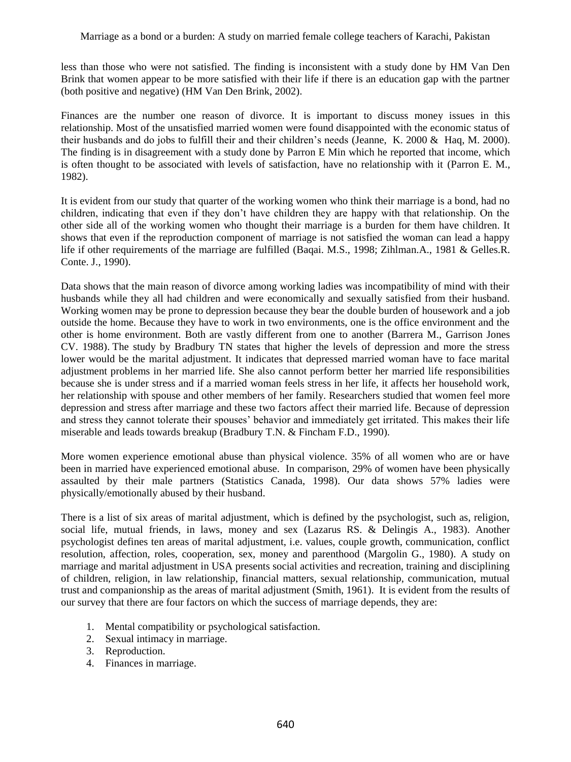less than those who were not satisfied. The finding is inconsistent with a study done by HM Van Den Brink that women appear to be more satisfied with their life if there is an education gap with the partner (both positive and negative) (HM Van Den Brink, 2002).

Finances are the number one reason of divorce. It is important to discuss money issues in this relationship. Most of the unsatisfied married women were found disappointed with the economic status of their husbands and do jobs to fulfill their and their children's needs (Jeanne, K. 2000 & Haq, M. 2000). The finding is in disagreement with a study done by Parron E Min which he reported that income, which is often thought to be associated with levels of satisfaction, have no relationship with it (Parron E. M., 1982).

It is evident from our study that quarter of the working women who think their marriage is a bond, had no children, indicating that even if they don't have children they are happy with that relationship. On the other side all of the working women who thought their marriage is a burden for them have children. It shows that even if the reproduction component of marriage is not satisfied the woman can lead a happy life if other requirements of the marriage are fulfilled (Baqai. M.S., 1998; Zihlman.A., 1981 & Gelles.R. Conte. J., 1990).

Data shows that the main reason of divorce among working ladies was incompatibility of mind with their husbands while they all had children and were economically and sexually satisfied from their husband. Working women may be prone to depression because they bear the double burden of housework and a job outside the home. Because they have to work in two environments, one is the office environment and the other is home environment. Both are vastly different from one to another (Barrera M., Garrison Jones CV. 1988). The study by Bradbury TN states that higher the levels of depression and more the stress lower would be the marital adjustment. It indicates that depressed married woman have to face marital adjustment problems in her married life. She also cannot perform better her married life responsibilities because she is under stress and if a married woman feels stress in her life, it affects her household work, her relationship with spouse and other members of her family. Researchers studied that women feel more depression and stress after marriage and these two factors affect their married life. Because of depression and stress they cannot tolerate their spouses' behavior and immediately get irritated. This makes their life miserable and leads towards breakup (Bradbury T.N. & Fincham F.D., 1990).

More women experience emotional abuse than physical violence. 35% of all women who are or have been in married have experienced emotional abuse. In comparison, 29% of women have been physically assaulted by their male partners (Statistics Canada, 1998). Our data shows 57% ladies were physically/emotionally abused by their husband.

There is a list of six areas of marital adjustment, which is defined by the psychologist, such as, religion, social life, mutual friends, in laws, money and sex (Lazarus RS. & Delingis A., 1983). Another psychologist defines ten areas of marital adjustment, i.e. values, couple growth, communication, conflict resolution, affection, roles, cooperation, sex, money and parenthood (Margolin G., 1980). A study on marriage and marital adjustment in USA presents social activities and recreation, training and disciplining of children, religion, in law relationship, financial matters, sexual relationship, communication, mutual trust and companionship as the areas of marital adjustment (Smith, 1961). It is evident from the results of our survey that there are four factors on which the success of marriage depends, they are:

1. Mental compatibility or psychological satisfaction.
2. Sexual intimacy in marriage.
3. Reproduction.
4. Finances in marriage.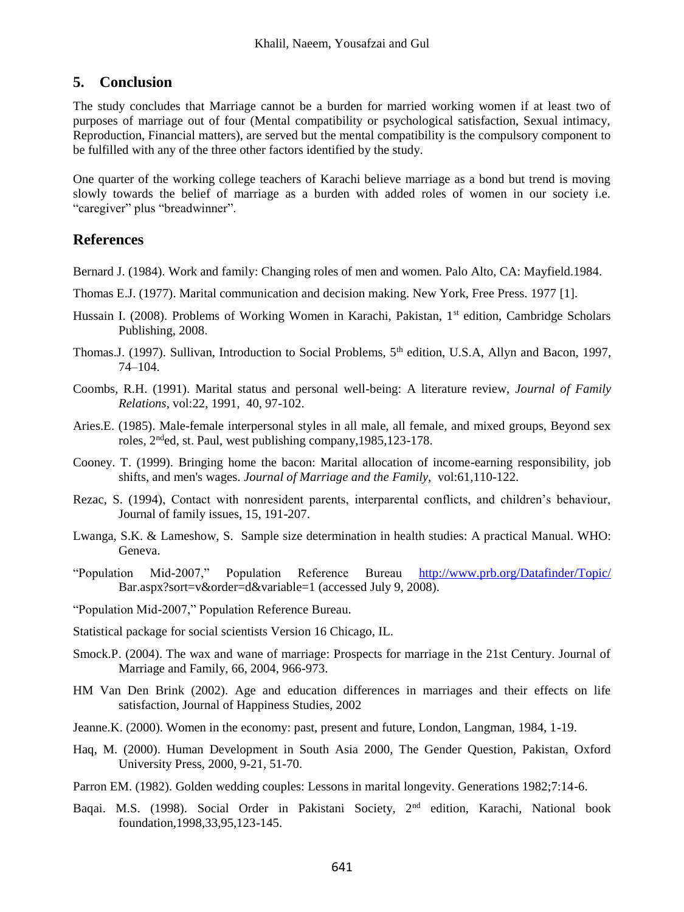## 5. Conclusion

The study concludes that Marriage cannot be a burden for married working women if at least two of purposes of marriage out of four (Mental compatibility or psychological satisfaction, Sexual intimacy, Reproduction, Financial matters), are served but the mental compatibility is the compulsory component to be fulfilled with any of the three other factors identified by the study.

One quarter of the working college teachers of Karachi believe marriage as a bond but trend is moving slowly towards the belief of marriage as a burden with added roles of women in our society i.e. "caregiver" plus "breadwinner".

## References

Bernard J. (1984). Work and family: Changing roles of men and women. Palo Alto, CA: Mayfield.1984.

Thomas E.J. (1977). Marital communication and decision making. New York, Free Press. 1977 [1].

Hussain I. (2008). Problems of Working Women in Karachi, Pakistan, 1st edition, Cambridge Scholars Publishing, 2008.

Thomas.J. (1997). Sullivan, Introduction to Social Problems, 5th edition, U.S.A, Allyn and Bacon, 1997, 74–104.

Coombs, R.H. (1991). Marital status and personal well-being: A literature review, *Journal of Family Relations*, vol:22, 1991, 40, 97-102.

Aries.E. (1985). Male-female interpersonal styles in all male, all female, and mixed groups, Beyond sex roles, 2nded, st. Paul, west publishing company,1985,123-178.

Cooney. T. (1999). Bringing home the bacon: Marital allocation of income-earning responsibility, job shifts, and men's wages. *Journal of Marriage and the Family*, vol:61,110-122.

Rezac, S. (1994), Contact with nonresident parents, interparental conflicts, and children's behaviour, Journal of family issues, 15, 191-207.

Lwanga, S.K. & Lameshow, S. Sample size determination in health studies: A practical Manual. WHO: Geneva.

"Population Mid-2007," Population Reference Bureau http://www.prb.org/Datafinder/Topic/Bar.aspx?sort=v&order=d&variable=1 (accessed July 9, 2008).

"Population Mid-2007," Population Reference Bureau.

Statistical package for social scientists Version 16 Chicago, IL.

Smock.P. (2004). The wax and wane of marriage: Prospects for marriage in the 21st Century. Journal of Marriage and Family, 66, 2004, 966-973.

HM Van Den Brink (2002). Age and education differences in marriages and their effects on life satisfaction, Journal of Happiness Studies, 2002

Jeanne.K. (2000). Women in the economy: past, present and future, London, Langman, 1984, 1-19.

Haq, M. (2000). Human Development in South Asia 2000, The Gender Question, Pakistan, Oxford University Press, 2000, 9-21, 51-70.

Parron EM. (1982). Golden wedding couples: Lessons in marital longevity. Generations 1982;7:14-6.

Baqai. M.S. (1998). Social Order in Pakistani Society, 2nd edition, Karachi, National book foundation,1998,33,95,123-145.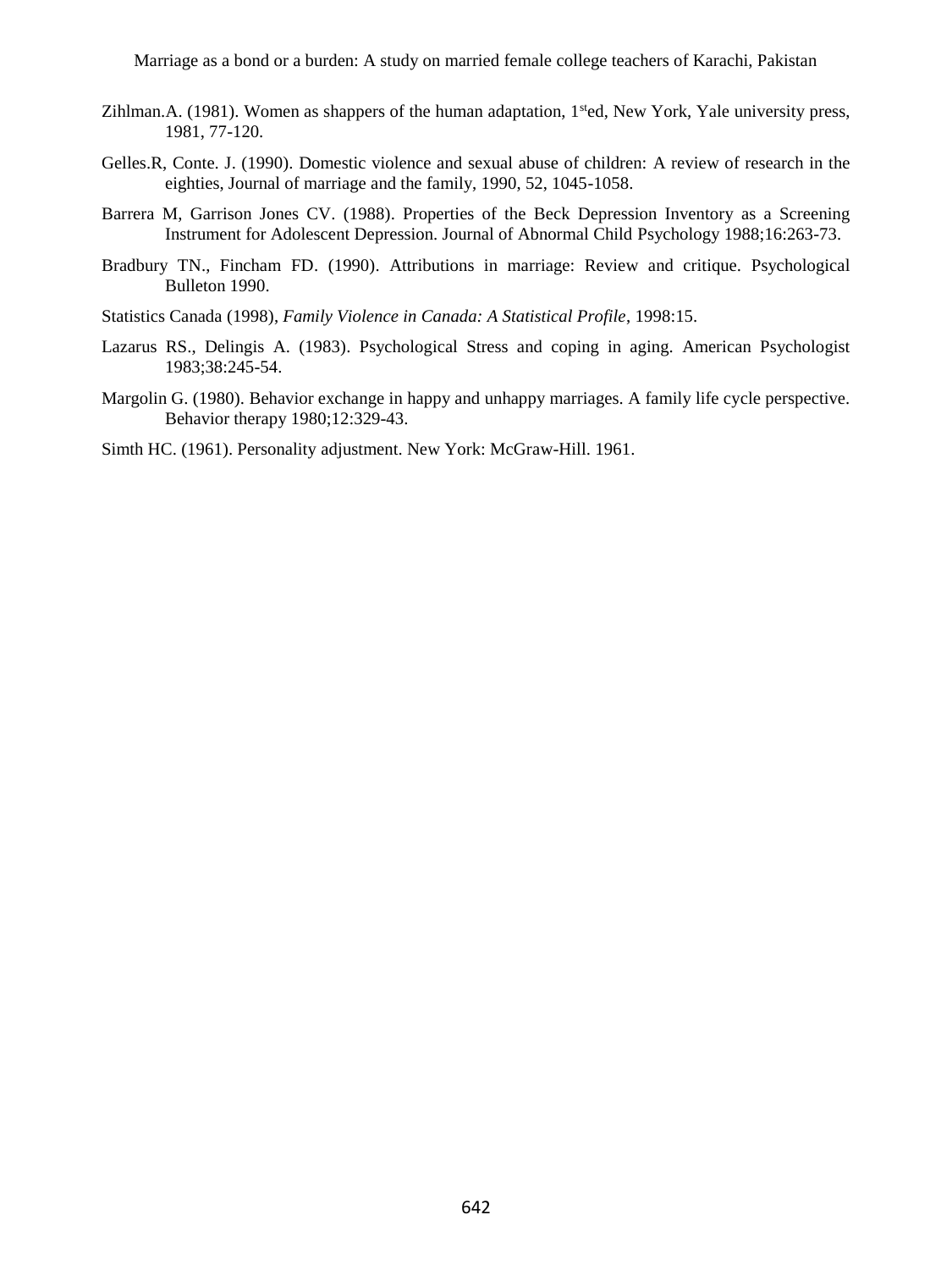Zihlman.A. (1981). Women as shappers of the human adaptation, 1st ed, New York, Yale university press, 1981, 77-120.

Gelles.R, Conte. J. (1990). Domestic violence and sexual abuse of children: A review of research in the eighties, Journal of marriage and the family, 1990, 52, 1045-1058.

Barrera M, Garrison Jones CV. (1988). Properties of the Beck Depression Inventory as a Screening Instrument for Adolescent Depression. Journal of Abnormal Child Psychology 1988;16:263-73.

Bradbury TN., Fincham FD. (1990). Attributions in marriage: Review and critique. Psychological Bulleton 1990.

Statistics Canada (1998), *Family Violence in Canada: A Statistical Profile*, 1998:15.

Lazarus RS., Delingis A. (1983). Psychological Stress and coping in aging. American Psychologist 1983;38:245-54.

Margolin G. (1980). Behavior exchange in happy and unhappy marriages. A family life cycle perspective. Behavior therapy 1980;12:329-43.

Simth HC. (1961). Personality adjustment. New York: McGraw-Hill. 1961.